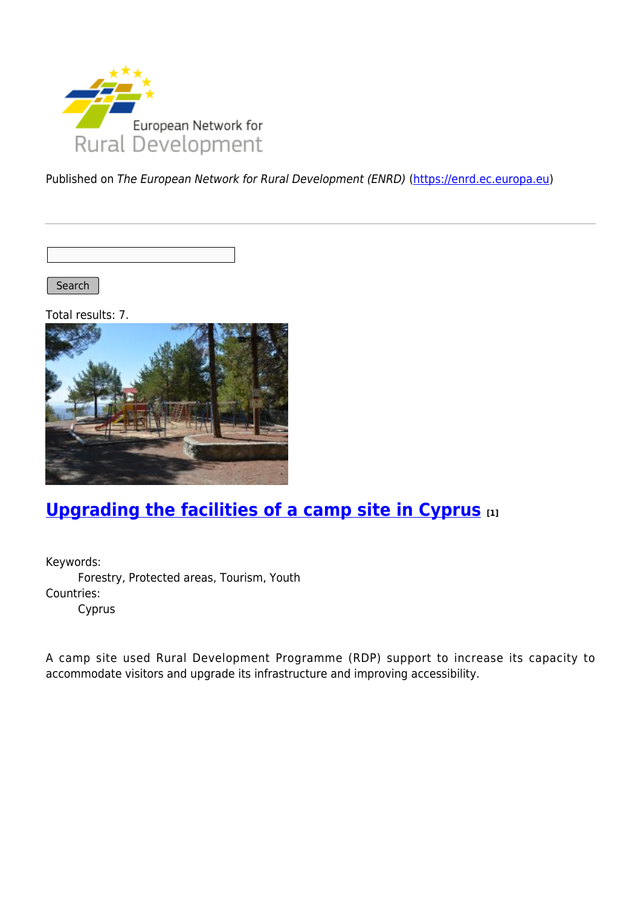European Network for Rural Development

Published on *The European Network for Rural Development (ENRD)* (https://enrd.ec.europa.eu)

Search

Total results: 7.

## Upgrading the facilities of a camp site in Cyprus [1]

Keywords:
: Forestry, Protected areas, Tourism, Youth

Countries:
: Cyprus

A camp site used Rural Development Programme (RDP) support to increase its capacity to accommodate visitors and upgrade its infrastructure and improving accessibility.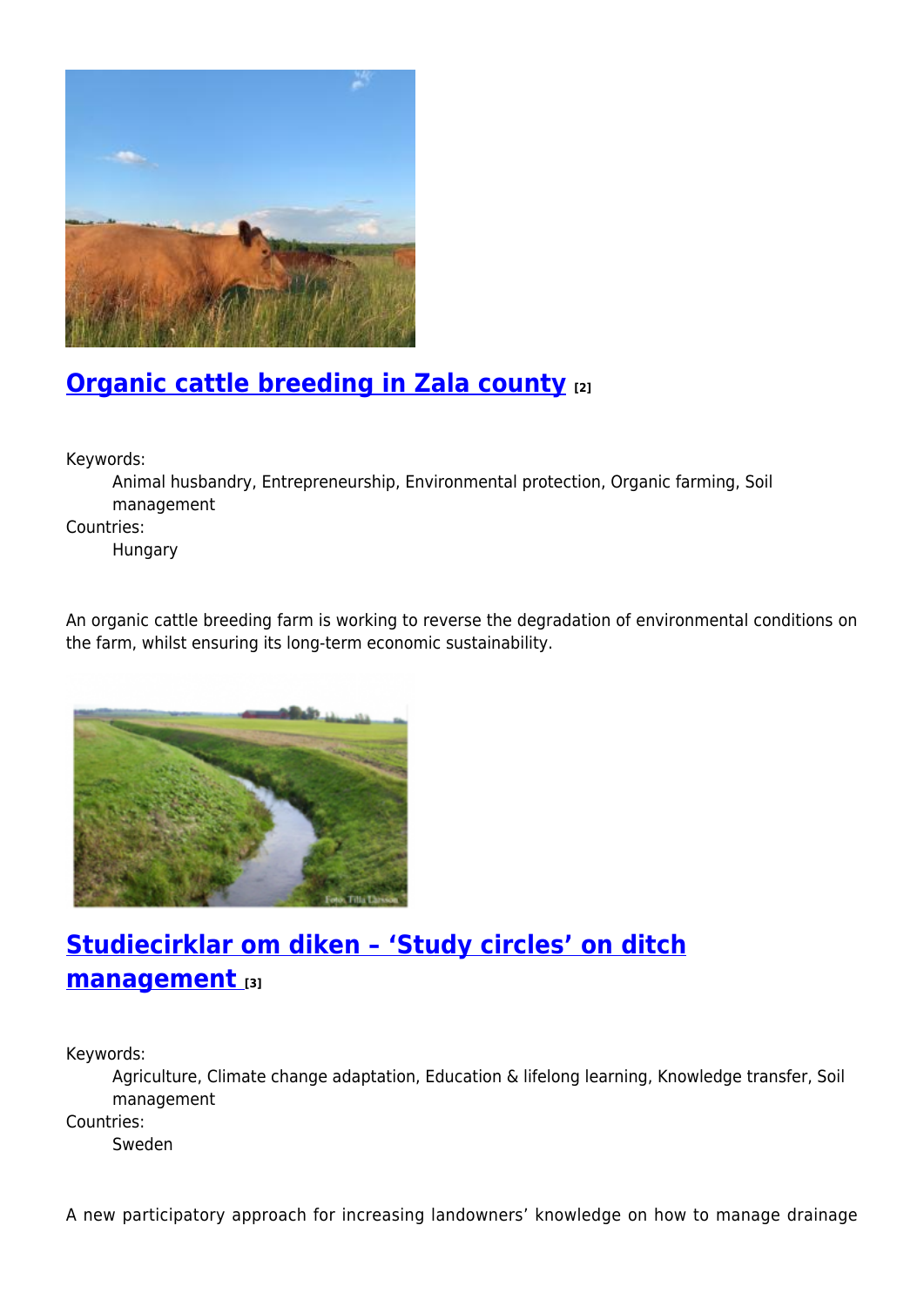## Organic cattle breeding in Zala county [2]

Keywords:
Animal husbandry, Entrepreneurship, Environmental protection, Organic farming, Soil management

Countries:
Hungary

An organic cattle breeding farm is working to reverse the degradation of environmental conditions on the farm, whilst ensuring its long-term economic sustainability.

## Studiecirklar om diken – 'Study circles' on ditch management [3]

Keywords:
Agriculture, Climate change adaptation, Education & lifelong learning, Knowledge transfer, Soil management

Countries:
Sweden

A new participatory approach for increasing landowners' knowledge on how to manage drainage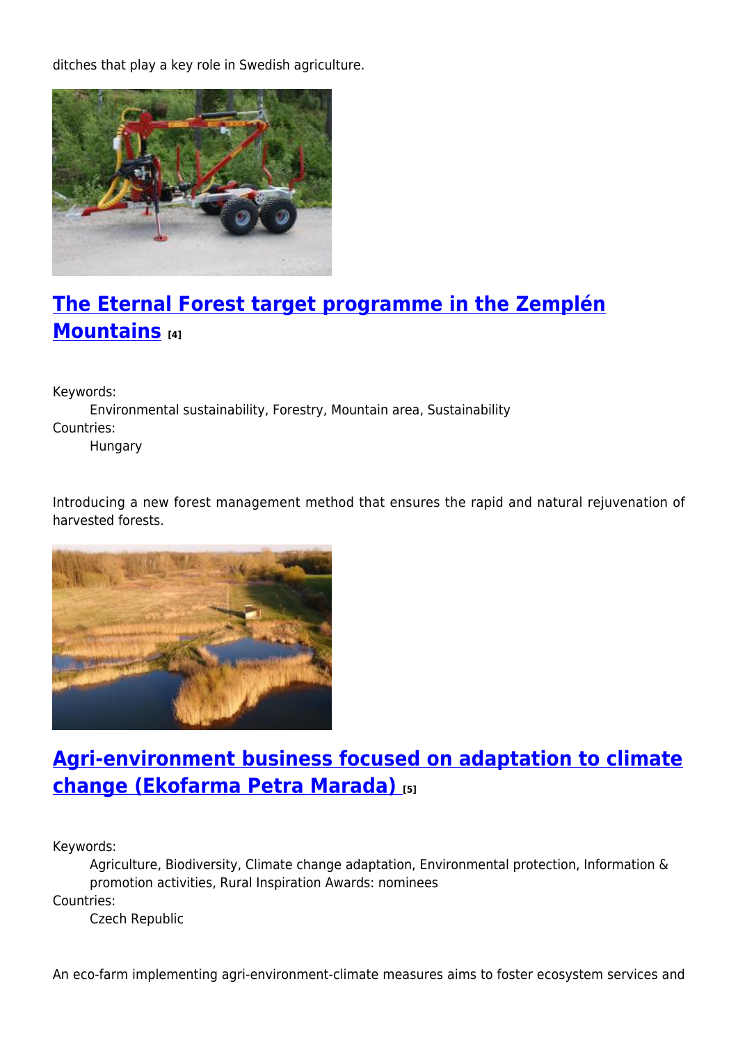ditches that play a key role in Swedish agriculture.

## The Eternal Forest target programme in the Zemplén Mountains [4]

Keywords:
Environmental sustainability, Forestry, Mountain area, Sustainability

Countries:
Hungary

Introducing a new forest management method that ensures the rapid and natural rejuvenation of harvested forests.

## Agri-environment business focused on adaptation to climate change (Ekofarma Petra Marada) [5]

Keywords:
Agriculture, Biodiversity, Climate change adaptation, Environmental protection, Information & promotion activities, Rural Inspiration Awards: nominees

Countries:
Czech Republic

An eco-farm implementing agri-environment-climate measures aims to foster ecosystem services and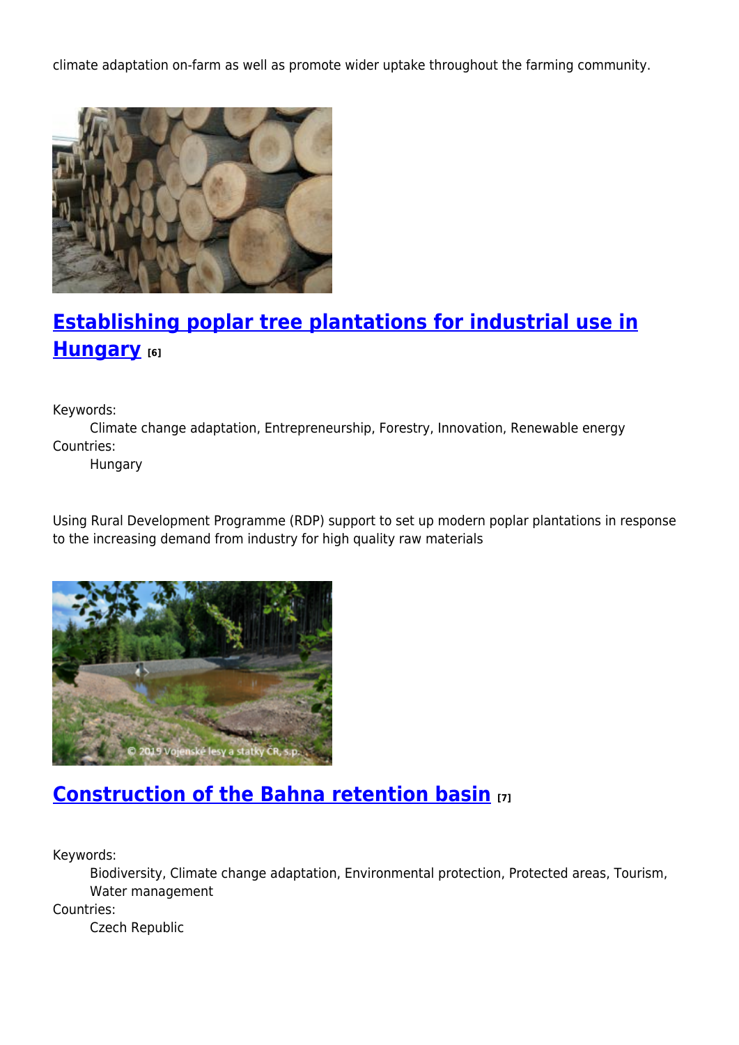climate adaptation on-farm as well as promote wider uptake throughout the farming community.

## Establishing poplar tree plantations for industrial use in Hungary [6]

Keywords:
: Climate change adaptation, Entrepreneurship, Forestry, Innovation, Renewable energy

Countries:
: Hungary

Using Rural Development Programme (RDP) support to set up modern poplar plantations in response to the increasing demand from industry for high quality raw materials

## Construction of the Bahna retention basin [7]

Keywords:
: Biodiversity, Climate change adaptation, Environmental protection, Protected areas, Tourism, Water management

Countries:
: Czech Republic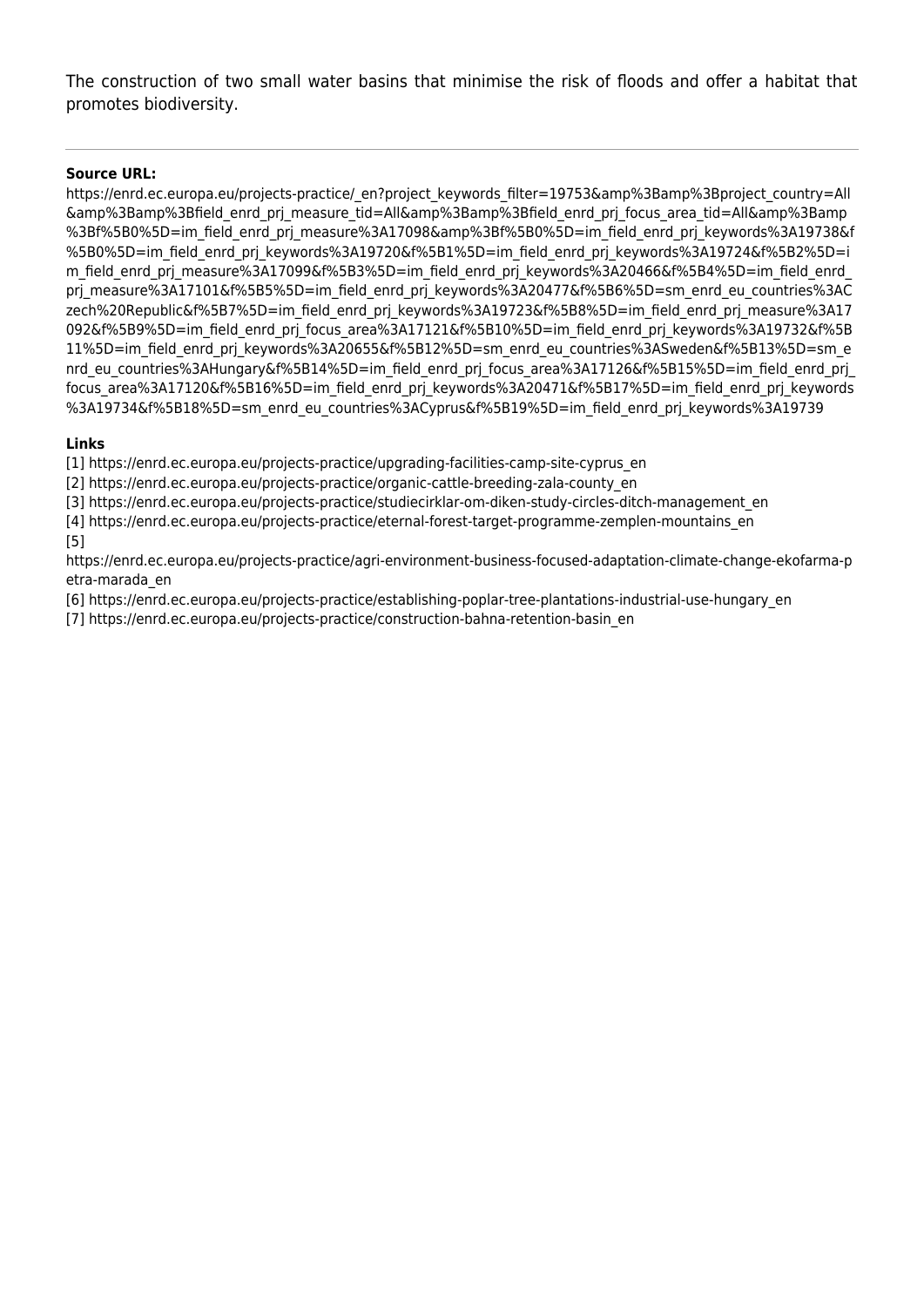The construction of two small water basins that minimise the risk of floods and offer a habitat that promotes biodiversity.

---

**Source URL:** https://enrd.ec.europa.eu/projects-practice/_en?project_keywords_filter=19753&amp%3Bamp%3Bproject_country=All&amp%3Bamp%3Bfield_enrd_prj_measure_tid=All&amp%3Bamp%3Bfield_enrd_prj_focus_area_tid=All&amp%3Bamp%3Bf%5B0%5D=im_field_enrd_prj_measure%3A17098&amp%3Bf%5B0%5D=im_field_enrd_prj_keywords%3A19738&f%5B0%5D=im_field_enrd_prj_keywords%3A19720&f%5B1%5D=im_field_enrd_prj_keywords%3A19724&f%5B2%5D=im_field_enrd_prj_measure%3A17099&f%5B3%5D=im_field_enrd_prj_keywords%3A20466&f%5B4%5D=im_field_enrd_prj_measure%3A17101&f%5B5%5D=im_field_enrd_prj_keywords%3A20477&f%5B6%5D=sm_enrd_eu_countries%3ACzech%20Republic&f%5B7%5D=im_field_enrd_prj_keywords%3A19723&f%5B8%5D=im_field_enrd_prj_measure%3A17092&f%5B9%5D=im_field_enrd_prj_focus_area%3A17121&f%5B10%5D=im_field_enrd_prj_keywords%3A19732&f%5B11%5D=im_field_enrd_prj_keywords%3A20655&f%5B12%5D=sm_enrd_eu_countries%3ASweden&f%5B13%5D=sm_enrd_eu_countries%3AHungary&f%5B14%5D=im_field_enrd_prj_focus_area%3A17126&f%5B15%5D=im_field_enrd_prj_focus_area%3A17120&f%5B16%5D=im_field_enrd_prj_keywords%3A20471&f%5B17%5D=im_field_enrd_prj_keywords%3A19734&f%5B18%5D=sm_enrd_eu_countries%3ACyprus&f%5B19%5D=im_field_enrd_prj_keywords%3A19739

**Links**

[1] https://enrd.ec.europa.eu/projects-practice/upgrading-facilities-camp-site-cyprus_en
[2] https://enrd.ec.europa.eu/projects-practice/organic-cattle-breeding-zala-county_en
[3] https://enrd.ec.europa.eu/projects-practice/studiecirklar-om-diken-study-circles-ditch-management_en
[4] https://enrd.ec.europa.eu/projects-practice/eternal-forest-target-programme-zemplen-mountains_en
[5] https://enrd.ec.europa.eu/projects-practice/agri-environment-business-focused-adaptation-climate-change-ekofarma-petra-marada_en
[6] https://enrd.ec.europa.eu/projects-practice/establishing-poplar-tree-plantations-industrial-use-hungary_en
[7] https://enrd.ec.europa.eu/projects-practice/construction-bahna-retention-basin_en